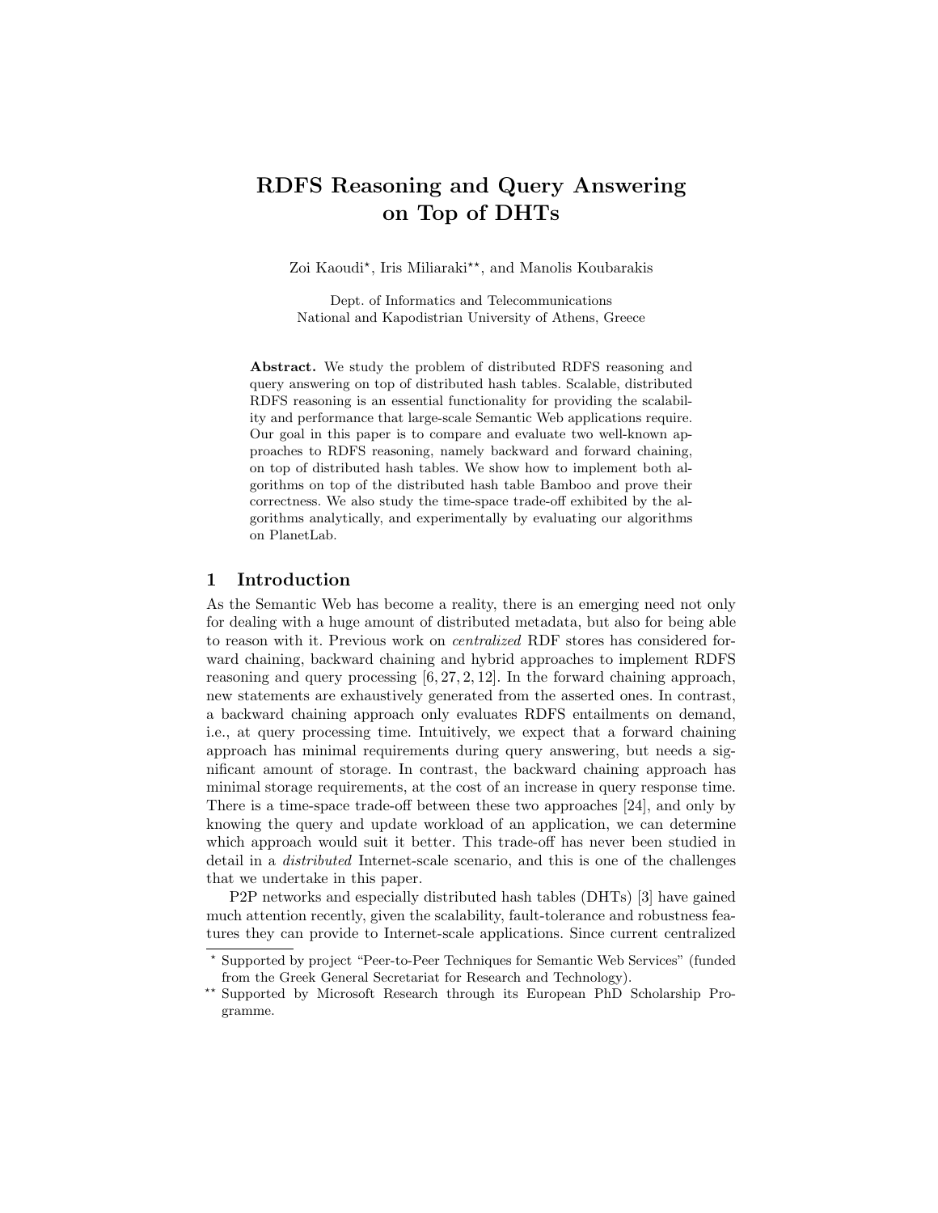# RDFS Reasoning and Query Answering on Top of DHTs

Zoi Kaoudi*, Iris Miliaraki**, and Manolis Koubarakis

Dept. of Informatics and Telecommunications
National and Kapodistrian University of Athens, Greece

**Abstract.** We study the problem of distributed RDFS reasoning and query answering on top of distributed hash tables. Scalable, distributed RDFS reasoning is an essential functionality for providing the scalability and performance that large-scale Semantic Web applications require. Our goal in this paper is to compare and evaluate two well-known approaches to RDFS reasoning, namely backward and forward chaining, on top of distributed hash tables. We show how to implement both algorithms on top of the distributed hash table Bamboo and prove their correctness. We also study the time-space trade-off exhibited by the algorithms analytically, and experimentally by evaluating our algorithms on PlanetLab.

## 1 Introduction

As the Semantic Web has become a reality, there is an emerging need not only for dealing with a huge amount of distributed metadata, but also for being able to reason with it. Previous work on *centralized* RDF stores has considered forward chaining, backward chaining and hybrid approaches to implement RDFS reasoning and query processing [6, 27, 2, 12]. In the forward chaining approach, new statements are exhaustively generated from the asserted ones. In contrast, a backward chaining approach only evaluates RDFS entailments on demand, i.e., at query processing time. Intuitively, we expect that a forward chaining approach has minimal requirements during query answering, but needs a significant amount of storage. In contrast, the backward chaining approach has minimal storage requirements, at the cost of an increase in query response time. There is a time-space trade-off between these two approaches [24], and only by knowing the query and update workload of an application, we can determine which approach would suit it better. This trade-off has never been studied in detail in a *distributed* Internet-scale scenario, and this is one of the challenges that we undertake in this paper.

P2P networks and especially distributed hash tables (DHTs) [3] have gained much attention recently, given the scalability, fault-tolerance and robustness features they can provide to Internet-scale applications. Since current centralized

* Supported by project "Peer-to-Peer Techniques for Semantic Web Services" (funded from the Greek General Secretariat for Research and Technology).

** Supported by Microsoft Research through its European PhD Scholarship Programme.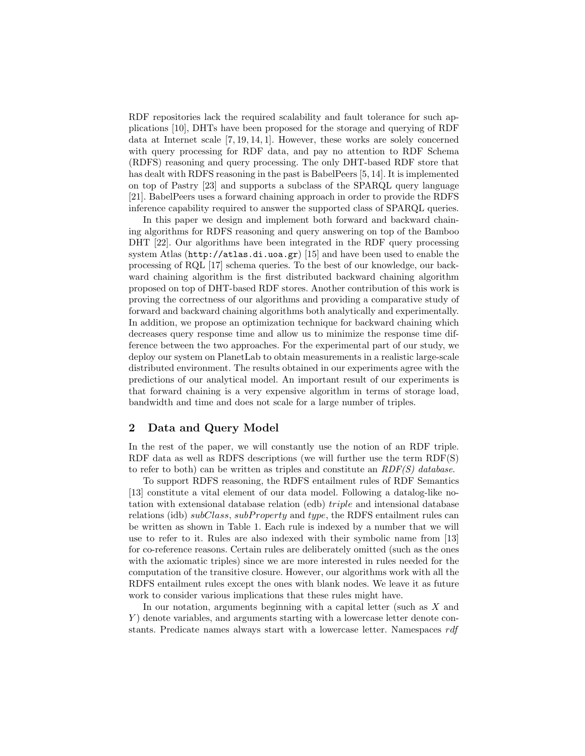RDF repositories lack the required scalability and fault tolerance for such applications [10], DHTs have been proposed for the storage and querying of RDF data at Internet scale [7, 19, 14, 1]. However, these works are solely concerned with query processing for RDF data, and pay no attention to RDF Schema (RDFS) reasoning and query processing. The only DHT-based RDF store that has dealt with RDFS reasoning in the past is BabelPeers [5, 14]. It is implemented on top of Pastry [23] and supports a subclass of the SPARQL query language [21]. BabelPeers uses a forward chaining approach in order to provide the RDFS inference capability required to answer the supported class of SPARQL queries.

In this paper we design and implement both forward and backward chaining algorithms for RDFS reasoning and query answering on top of the Bamboo DHT [22]. Our algorithms have been integrated in the RDF query processing system Atlas (`http://atlas.di.uoa.gr`) [15] and have been used to enable the processing of RQL [17] schema queries. To the best of our knowledge, our backward chaining algorithm is the first distributed backward chaining algorithm proposed on top of DHT-based RDF stores. Another contribution of this work is proving the correctness of our algorithms and providing a comparative study of forward and backward chaining algorithms both analytically and experimentally. In addition, we propose an optimization technique for backward chaining which decreases query response time and allow us to minimize the response time difference between the two approaches. For the experimental part of our study, we deploy our system on PlanetLab to obtain measurements in a realistic large-scale distributed environment. The results obtained in our experiments agree with the predictions of our analytical model. An important result of our experiments is that forward chaining is a very expensive algorithm in terms of storage load, bandwidth and time and does not scale for a large number of triples.

## 2 Data and Query Model

In the rest of the paper, we will constantly use the notion of an RDF triple. RDF data as well as RDFS descriptions (we will further use the term RDF(S) to refer to both) can be written as triples and constitute an *RDF(S) database*.

To support RDFS reasoning, the RDFS entailment rules of RDF Semantics [13] constitute a vital element of our data model. Following a datalog-like notation with extensional database relation (edb) *triple* and intensional database relations (idb) *subClass*, *subProperty* and *type*, the RDFS entailment rules can be written as shown in Table 1. Each rule is indexed by a number that we will use to refer to it. Rules are also indexed with their symbolic name from [13] for co-reference reasons. Certain rules are deliberately omitted (such as the ones with the axiomatic triples) since we are more interested in rules needed for the computation of the transitive closure. However, our algorithms work with all the RDFS entailment rules except the ones with blank nodes. We leave it as future work to consider various implications that these rules might have.

In our notation, arguments beginning with a capital letter (such as $X$ and $Y$) denote variables, and arguments starting with a lowercase letter denote constants. Predicate names always start with a lowercase letter. Namespaces *rdf*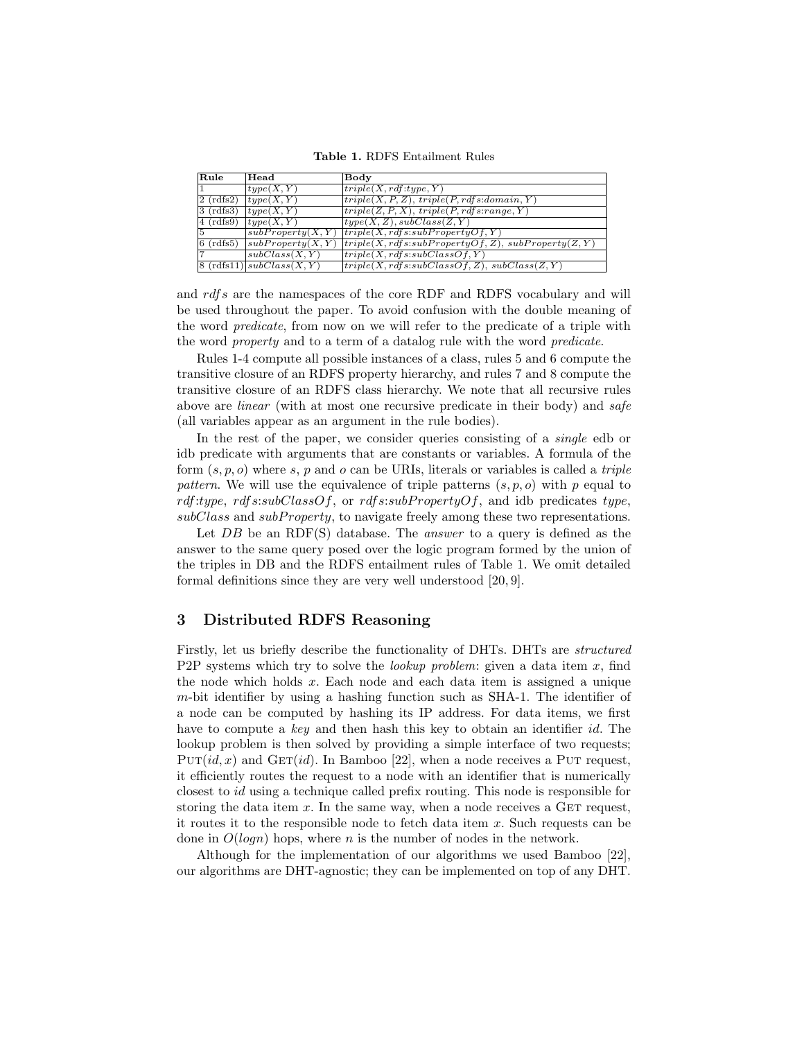**Table 1.** RDFS Entailment Rules

| Rule | Head | Body |
|---|---|---|
| 1 | $type(X, Y)$ | $triple(X, rdf{:}type, Y)$ |
| 2 (rdfs2) | $type(X, Y)$ | $triple(X, P, Z)$, $triple(P, rdfs{:}domain, Y)$ |
| 3 (rdfs3) | $type(X, Y)$ | $triple(Z, P, X)$, $triple(P, rdfs{:}range, Y)$ |
| 4 (rdfs9) | $type(X, Y)$ | $type(X, Z)$, $subClass(Z, Y)$ |
| 5 | $subProperty(X, Y)$ | $triple(X, rdfs{:}subPropertyOf, Y)$ |
| 6 (rdfs5) | $subProperty(X, Y)$ | $triple(X, rdfs{:}subPropertyOf, Z)$, $subProperty(Z, Y)$ |
| 7 | $subClass(X, Y)$ | $triple(X, rdfs{:}subClassOf, Y)$ |
| 8 (rdfs11) | $subClass(X, Y)$ | $triple(X, rdfs{:}subClassOf, Z)$, $subClass(Z, Y)$ |

and $rdfs$ are the namespaces of the core RDF and RDFS vocabulary and will be used throughout the paper. To avoid confusion with the double meaning of the word *predicate*, from now on we will refer to the predicate of a triple with the word *property* and to a term of a datalog rule with the word *predicate*.

Rules 1-4 compute all possible instances of a class, rules 5 and 6 compute the transitive closure of an RDFS property hierarchy, and rules 7 and 8 compute the transitive closure of an RDFS class hierarchy. We note that all recursive rules above are *linear* (with at most one recursive predicate in their body) and *safe* (all variables appear as an argument in the rule bodies).

In the rest of the paper, we consider queries consisting of a *single* edb or idb predicate with arguments that are constants or variables. A formula of the form $(s, p, o)$ where $s$, $p$ and $o$ can be URIs, literals or variables is called a *triple pattern*. We will use the equivalence of triple patterns $(s, p, o)$ with $p$ equal to $rdf{:}type$, $rdfs{:}subClassOf$, or $rdfs{:}subPropertyOf$, and idb predicates $type$, $subClass$ and $subProperty$, to navigate freely among these two representations.

Let $DB$ be an RDF(S) database. The *answer* to a query is defined as the answer to the same query posed over the logic program formed by the union of the triples in DB and the RDFS entailment rules of Table 1. We omit detailed formal definitions since they are very well understood [20, 9].

## 3 Distributed RDFS Reasoning

Firstly, let us briefly describe the functionality of DHTs. DHTs are *structured* P2P systems which try to solve the *lookup problem*: given a data item $x$, find the node which holds $x$. Each node and each data item is assigned a unique $m$-bit identifier by using a hashing function such as SHA-1. The identifier of a node can be computed by hashing its IP address. For data items, we first have to compute a *key* and then hash this key to obtain an identifier *id*. The lookup problem is then solved by providing a simple interface of two requests; PUT($id, x$) and GET($id$). In Bamboo [22], when a node receives a PUT request, it efficiently routes the request to a node with an identifier that is numerically closest to *id* using a technique called prefix routing. This node is responsible for storing the data item $x$. In the same way, when a node receives a GET request, it routes it to the responsible node to fetch data item $x$. Such requests can be done in $O(logn)$ hops, where $n$ is the number of nodes in the network.

Although for the implementation of our algorithms we used Bamboo [22], our algorithms are DHT-agnostic; they can be implemented on top of any DHT.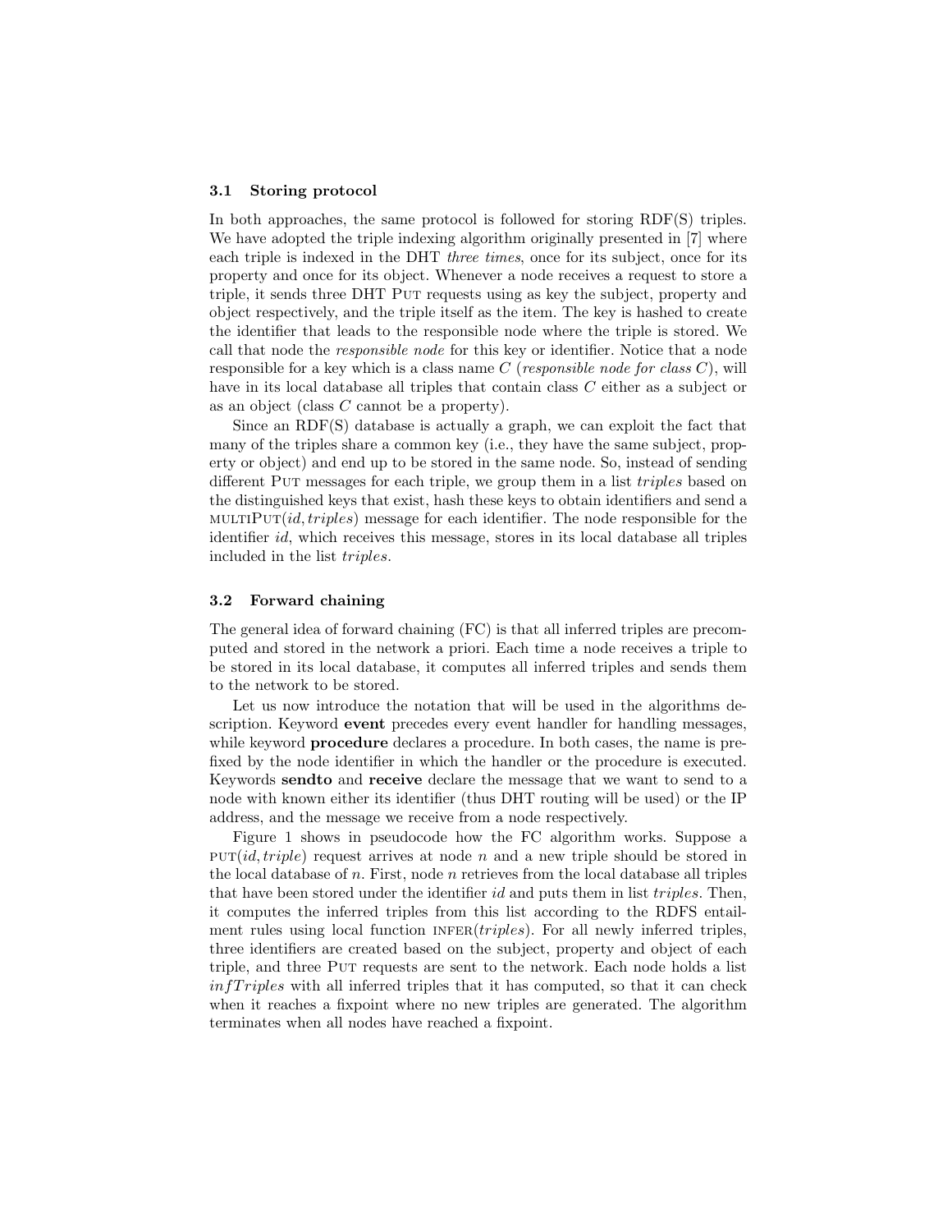### 3.1 Storing protocol

In both approaches, the same protocol is followed for storing RDF(S) triples. We have adopted the triple indexing algorithm originally presented in [7] where each triple is indexed in the DHT *three times*, once for its subject, once for its property and once for its object. Whenever a node receives a request to store a triple, it sends three DHT PUT requests using as key the subject, property and object respectively, and the triple itself as the item. The key is hashed to create the identifier that leads to the responsible node where the triple is stored. We call that node the *responsible node* for this key or identifier. Notice that a node responsible for a key which is a class name $C$ (*responsible node for class* $C$), will have in its local database all triples that contain class $C$ either as a subject or as an object (class $C$ cannot be a property).

Since an RDF(S) database is actually a graph, we can exploit the fact that many of the triples share a common key (i.e., they have the same subject, property or object) and end up to be stored in the same node. So, instead of sending different PUT messages for each triple, we group them in a list *triples* based on the distinguished keys that exist, hash these keys to obtain identifiers and send a MULTIPUT(*id*, *triples*) message for each identifier. The node responsible for the identifier *id*, which receives this message, stores in its local database all triples included in the list *triples*.

### 3.2 Forward chaining

The general idea of forward chaining (FC) is that all inferred triples are precomputed and stored in the network a priori. Each time a node receives a triple to be stored in its local database, it computes all inferred triples and sends them to the network to be stored.

Let us now introduce the notation that will be used in the algorithms description. Keyword **event** precedes every event handler for handling messages, while keyword **procedure** declares a procedure. In both cases, the name is prefixed by the node identifier in which the handler or the procedure is executed. Keywords **sendto** and **receive** declare the message that we want to send to a node with known either its identifier (thus DHT routing will be used) or the IP address, and the message we receive from a node respectively.

Figure 1 shows in pseudocode how the FC algorithm works. Suppose a PUT(*id*, *triple*) request arrives at node $n$ and a new triple should be stored in the local database of $n$. First, node $n$ retrieves from the local database all triples that have been stored under the identifier *id* and puts them in list *triples*. Then, it computes the inferred triples from this list according to the RDFS entailment rules using local function INFER(*triples*). For all newly inferred triples, three identifiers are created based on the subject, property and object of each triple, and three PUT requests are sent to the network. Each node holds a list $infTriples$ with all inferred triples that it has computed, so that it can check when it reaches a fixpoint where no new triples are generated. The algorithm terminates when all nodes have reached a fixpoint.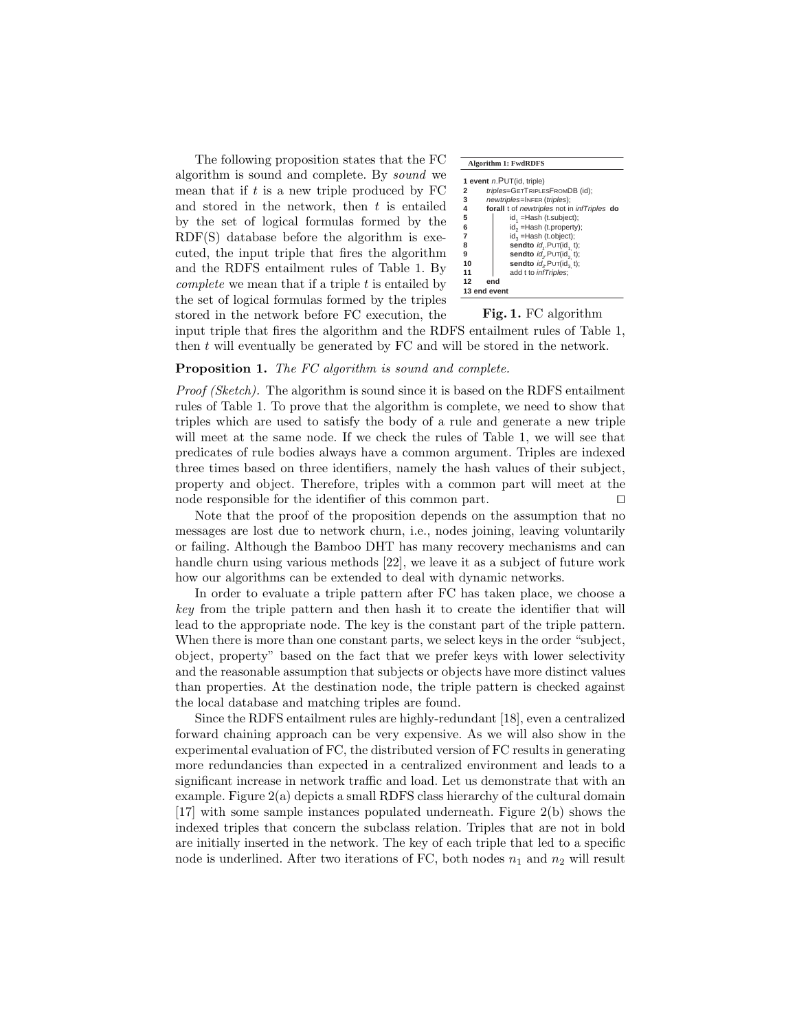The following proposition states that the FC algorithm is sound and complete. By *sound* we mean that if $t$ is a new triple produced by FC and stored in the network, then $t$ is entailed by the set of logical formulas formed by the RDF(S) database before the algorithm is executed, the input triple that fires the algorithm and the RDFS entailment rules of Table 1. By *complete* we mean that if a triple $t$ is entailed by the set of logical formulas formed by the triples stored in the network before FC execution, the input triple that fires the algorithm and the RDFS entailment rules of Table 1, then $t$ will eventually be generated by FC and will be stored in the network.

```
Algorithm 1: FwdRDFS

1  event n.PUT(id, triple)
2      triples=GETTRIPLESFROMDB (id);
3      newtriples=INFER (triples);
4      forall t of newtriples not in infTriples do
5          id_1 =Hash (t.subject);
6          id_2 =Hash (t.property);
7          id_3 =Hash (t.object);
8          sendto id_1.PUT(id_1, t);
9          sendto id_2.PUT(id_2, t);
10         sendto id_3.PUT(id_3, t);
11         add t to infTriples;
12     end
13 end event
```

**Fig. 1.** FC algorithm

**Proposition 1.** *The FC algorithm is sound and complete.*

*Proof (Sketch).* The algorithm is sound since it is based on the RDFS entailment rules of Table 1. To prove that the algorithm is complete, we need to show that triples which are used to satisfy the body of a rule and generate a new triple will meet at the same node. If we check the rules of Table 1, we will see that predicates of rule bodies always have a common argument. Triples are indexed three times based on three identifiers, namely the hash values of their subject, property and object. Therefore, triples with a common part will meet at the node responsible for the identifier of this common part. □

Note that the proof of the proposition depends on the assumption that no messages are lost due to network churn, i.e., nodes joining, leaving voluntarily or failing. Although the Bamboo DHT has many recovery mechanisms and can handle churn using various methods [22], we leave it as a subject of future work how our algorithms can be extended to deal with dynamic networks.

In order to evaluate a triple pattern after FC has taken place, we choose a *key* from the triple pattern and then hash it to create the identifier that will lead to the appropriate node. The key is the constant part of the triple pattern. When there is more than one constant parts, we select keys in the order "subject, object, property" based on the fact that we prefer keys with lower selectivity and the reasonable assumption that subjects or objects have more distinct values than properties. At the destination node, the triple pattern is checked against the local database and matching triples are found.

Since the RDFS entailment rules are highly-redundant [18], even a centralized forward chaining approach can be very expensive. As we will also show in the experimental evaluation of FC, the distributed version of FC results in generating more redundancies than expected in a centralized environment and leads to a significant increase in network traffic and load. Let us demonstrate that with an example. Figure 2(a) depicts a small RDFS class hierarchy of the cultural domain [17] with some sample instances populated underneath. Figure 2(b) shows the indexed triples that concern the subclass relation. Triples that are not in bold are initially inserted in the network. The key of each triple that led to a specific node is underlined. After two iterations of FC, both nodes $n_1$ and $n_2$ will result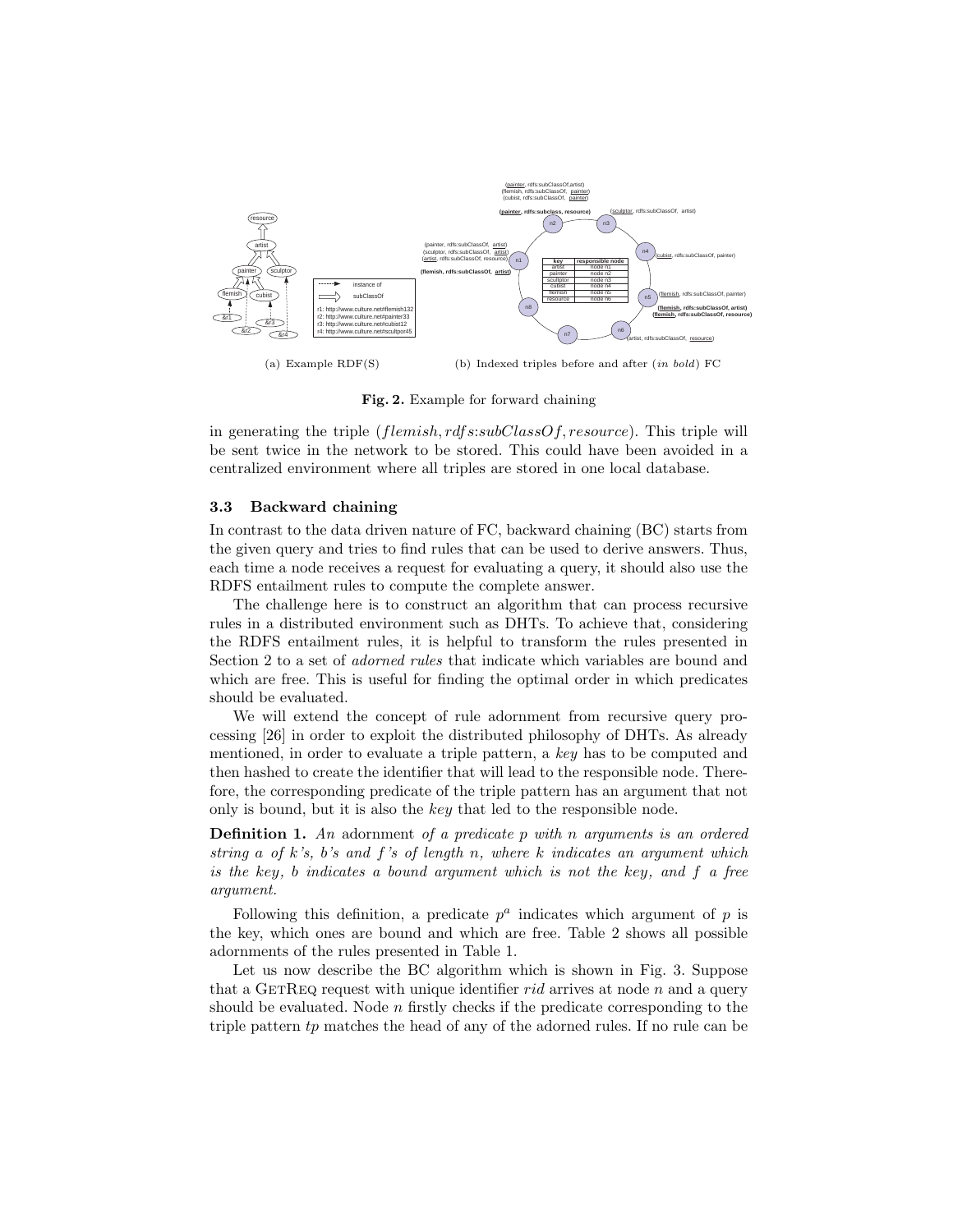(a) Example RDF(S)

(b) Indexed triples before and after (*in bold*) FC

**Fig. 2.** Example for forward chaining

in generating the triple ($flemish, rdfs{:}subClassOf, resource$). This triple will be sent twice in the network to be stored. This could have been avoided in a centralized environment where all triples are stored in one local database.

### 3.3 Backward chaining

In contrast to the data driven nature of FC, backward chaining (BC) starts from the given query and tries to find rules that can be used to derive answers. Thus, each time a node receives a request for evaluating a query, it should also use the RDFS entailment rules to compute the complete answer.

The challenge here is to construct an algorithm that can process recursive rules in a distributed environment such as DHTs. To achieve that, considering the RDFS entailment rules, it is helpful to transform the rules presented in Section 2 to a set of *adorned rules* that indicate which variables are bound and which are free. This is useful for finding the optimal order in which predicates should be evaluated.

We will extend the concept of rule adornment from recursive query processing [26] in order to exploit the distributed philosophy of DHTs. As already mentioned, in order to evaluate a triple pattern, a *key* has to be computed and then hashed to create the identifier that will lead to the responsible node. Therefore, the corresponding predicate of the triple pattern has an argument that not only is bound, but it is also the *key* that led to the responsible node.

**Definition 1.** *An* adornment *of a predicate p with n arguments is an ordered string a of k's, b's and f's of length n, where k indicates an argument which is the key, b indicates a bound argument which is not the key, and f a free argument.*

Following this definition, a predicate $p^a$ indicates which argument of $p$ is the key, which ones are bound and which are free. Table 2 shows all possible adornments of the rules presented in Table 1.

Let us now describe the BC algorithm which is shown in Fig. 3. Suppose that a GETREQ request with unique identifier *rid* arrives at node *n* and a query should be evaluated. Node *n* firstly checks if the predicate corresponding to the triple pattern *tp* matches the head of any of the adorned rules. If no rule can be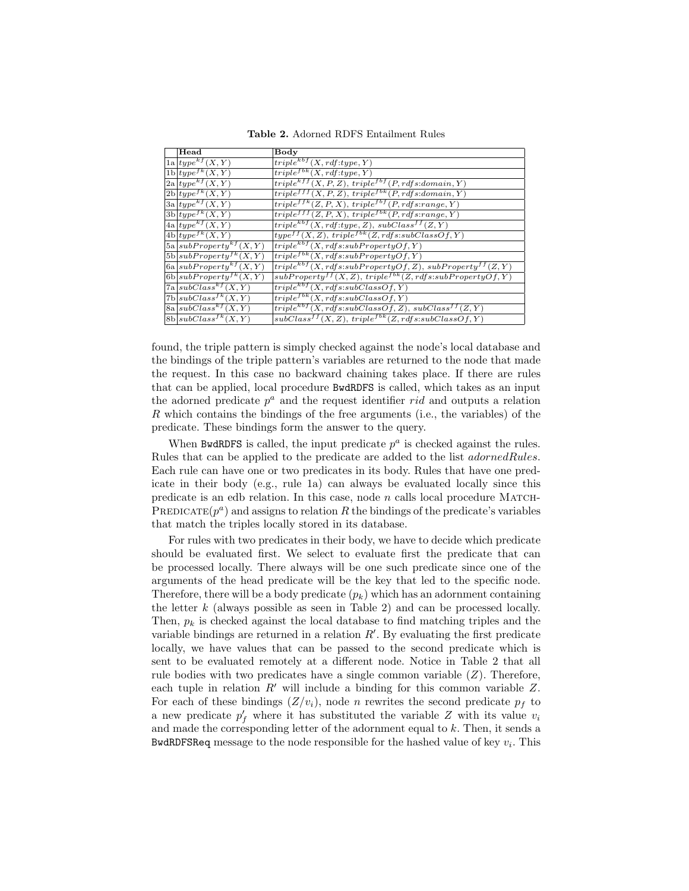**Table 2.** Adorned RDFS Entailment Rules

| | Head | Body |
|---|---|---|
| 1a | $type^{kf}(X,Y)$ | $triple^{kbf}(X, rdf{:}type, Y)$ |
| 1b | $type^{fk}(X,Y)$ | $triple^{fbk}(X, rdf{:}type, Y)$ |
| 2a | $type^{kf}(X,Y)$ | $triple^{kff}(X, P, Z)$, $triple^{fbf}(P, rdfs{:}domain, Y)$ |
| 2b | $type^{fk}(X,Y)$ | $triple^{fff}(X, P, Z)$, $triple^{fbk}(P, rdfs{:}domain, Y)$ |
| 3a | $type^{kf}(X,Y)$ | $triple^{ffk}(Z, P, X)$, $triple^{fbf}(P, rdfs{:}range, Y)$ |
| 3b | $type^{fk}(X,Y)$ | $triple^{fff}(Z, P, X)$, $triple^{fbk}(P, rdfs{:}range, Y)$ |
| 4a | $type^{kf}(X,Y)$ | $triple^{kbf}(X, rdf{:}type, Z)$, $subClass^{ff}(Z, Y)$ |
| 4b | $type^{fk}(X,Y)$ | $type^{ff}(X, Z)$, $triple^{fbk}(Z, rdfs{:}subClassOf, Y)$ |
| 5a | $subProperty^{kf}(X,Y)$ | $triple^{kbf}(X, rdfs{:}subPropertyOf, Y)$ |
| 5b | $subProperty^{fk}(X,Y)$ | $triple^{fbk}(X, rdfs{:}subPropertyOf, Y)$ |
| 6a | $subProperty^{kf}(X,Y)$ | $triple^{kbf}(X, rdfs{:}subPropertyOf, Z)$, $subProperty^{ff}(Z, Y)$ |
| 6b | $subProperty^{fk}(X,Y)$ | $subProperty^{ff}(X, Z)$, $triple^{fbk}(Z, rdfs{:}subPropertyOf, Y)$ |
| 7a | $subClass^{kf}(X,Y)$ | $triple^{kbf}(X, rdfs{:}subClassOf, Y)$ |
| 7b | $subClass^{fk}(X,Y)$ | $triple^{fbk}(X, rdfs{:}subClassOf, Y)$ |
| 8a | $subClass^{kf}(X,Y)$ | $triple^{kbf}(X, rdfs{:}subClassOf, Z)$, $subClass^{ff}(Z, Y)$ |
| 8b | $subClass^{fk}(X,Y)$ | $subClass^{ff}(X, Z)$, $triple^{fbk}(Z, rdfs{:}subClassOf, Y)$ |

found, the triple pattern is simply checked against the node's local database and the bindings of the triple pattern's variables are returned to the node that made the request. In this case no backward chaining takes place. If there are rules that can be applied, local procedure BwdRDFS is called, which takes as an input the adorned predicate $p^a$ and the request identifier *rid* and outputs a relation $R$ which contains the bindings of the free arguments (i.e., the variables) of the predicate. These bindings form the answer to the query.

When BwdRDFS is called, the input predicate $p^a$ is checked against the rules. Rules that can be applied to the predicate are added to the list *adornedRules*. Each rule can have one or two predicates in its body. Rules that have one predicate in their body (e.g., rule 1a) can always be evaluated locally since this predicate is an edb relation. In this case, node $n$ calls local procedure MatchPredicate($p^a$) and assigns to relation $R$ the bindings of the predicate's variables that match the triples locally stored in its database.

For rules with two predicates in their body, we have to decide which predicate should be evaluated first. We select to evaluate first the predicate that can be processed locally. There always will be one such predicate since one of the arguments of the head predicate will be the key that led to the specific node. Therefore, there will be a body predicate ($p_k$) which has an adornment containing the letter $k$ (always possible as seen in Table 2) and can be processed locally. Then, $p_k$ is checked against the local database to find matching triples and the variable bindings are returned in a relation $R'$. By evaluating the first predicate locally, we have values that can be passed to the second predicate which is sent to be evaluated remotely at a different node. Notice in Table 2 that all rule bodies with two predicates have a single common variable ($Z$). Therefore, each tuple in relation $R'$ will include a binding for this common variable $Z$. For each of these bindings ($Z/v_i$), node $n$ rewrites the second predicate $p_f$ to a new predicate $p'_f$ where it has substituted the variable $Z$ with its value $v_i$ and made the corresponding letter of the adornment equal to $k$. Then, it sends a BwdRDFSReq message to the node responsible for the hashed value of key $v_i$. This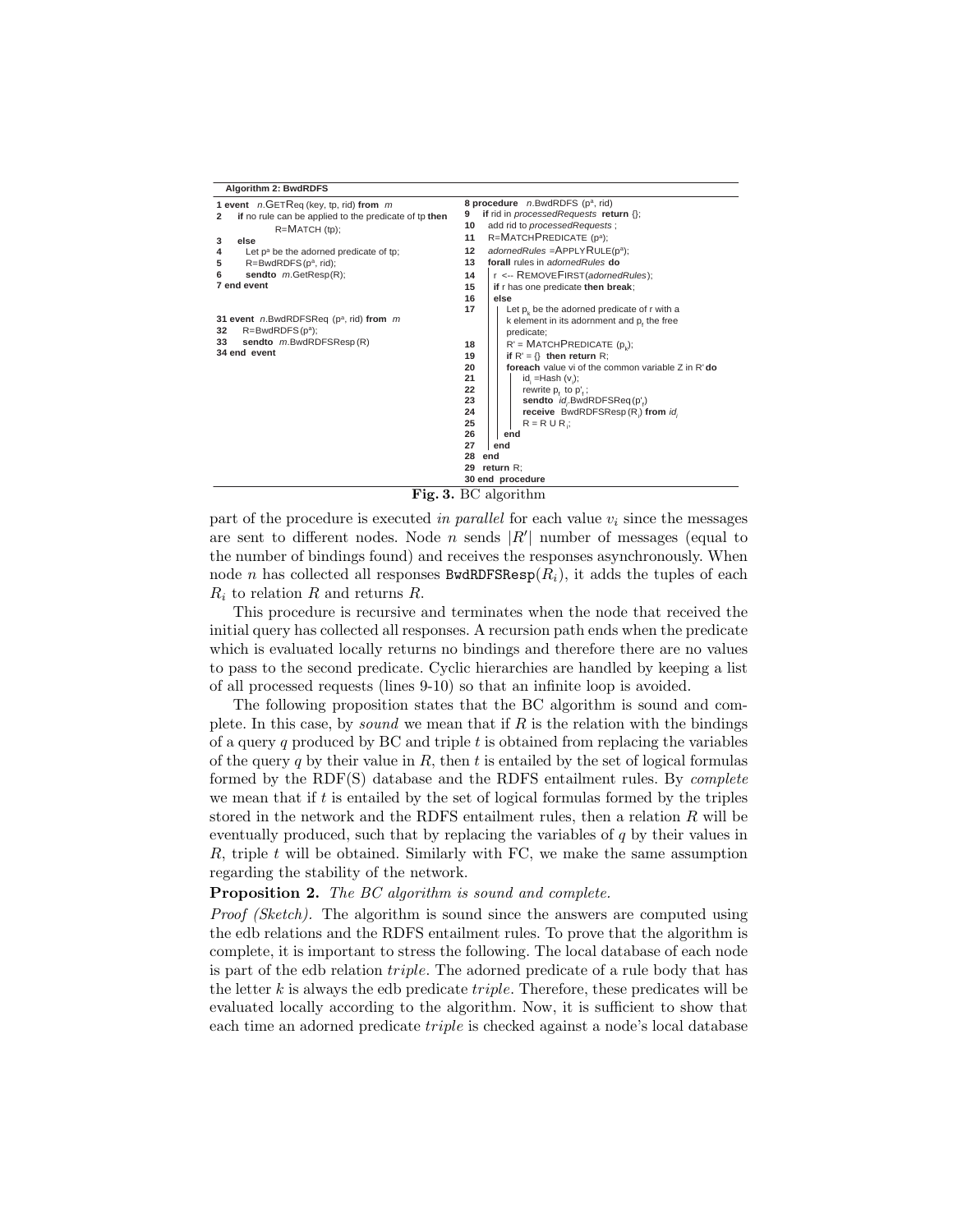**Algorithm 2: BwdRDFS**

```
1 event  n.GETReq (key, tp, rid) from m
2    if no rule can be applied to the predicate of tp then
            R=MATCH (tp);
3    else
4       Let pª be the adorned predicate of tp;
5       R=BwdRDFS (pª, rid);
6       sendto  m.GetResp(R);
7 end event

31 event  n.BwdRDFSReq (pª, rid) from m
32    R=BwdRDFS (pª);
33    sendto  m.BwdRDFSResp (R)
34 end  event

8 procedure   n.BwdRDFS (pª, rid)
9    if rid in processedRequests  return {};
10   add rid to processedRequests ;
11   R=MATCHPREDICATE (pª);
12   adornedRules =APPLYRULE(pª);
13   forall rules in adornedRules do
14      r <-- REMOVEFIRST(adornedRules);
15      if r has one predicate then break;
16      else
17         Let p_k be the adorned predicate of r with a
           k element in its adornment and p_f the free
           predicate;
18         R' = MATCHPREDICATE (p_k);
19         if R' = {}  then return R;
20         foreach value vi of the common variable Z in R' do
21            id_i =Hash (v_i);
22            rewrite p_f to p'_f ;
23            sendto  id_i.BwdRDFSReq (p'_f)
24            receive  BwdRDFSResp (R_i) from id_i
25            R = R U R_i;
26         end
27      end
28   end
29   return R;
30 end  procedure
```

**Fig. 3.** BC algorithm

part of the procedure is executed *in parallel* for each value $v_i$ since the messages are sent to different nodes. Node $n$ sends $|R'|$ number of messages (equal to the number of bindings found) and receives the responses asynchronously. When node $n$ has collected all responses $\texttt{BwdRDFSResp}(R_i)$, it adds the tuples of each $R_i$ to relation $R$ and returns $R$.

This procedure is recursive and terminates when the node that received the initial query has collected all responses. A recursion path ends when the predicate which is evaluated locally returns no bindings and therefore there are no values to pass to the second predicate. Cyclic hierarchies are handled by keeping a list of all processed requests (lines 9-10) so that an infinite loop is avoided.

The following proposition states that the BC algorithm is sound and complete. In this case, by *sound* we mean that if $R$ is the relation with the bindings of a query $q$ produced by BC and triple $t$ is obtained from replacing the variables of the query $q$ by their value in $R$, then $t$ is entailed by the set of logical formulas formed by the RDF(S) database and the RDFS entailment rules. By *complete* we mean that if $t$ is entailed by the set of logical formulas formed by the triples stored in the network and the RDFS entailment rules, then a relation $R$ will be eventually produced, such that by replacing the variables of $q$ by their values in $R$, triple $t$ will be obtained. Similarly with FC, we make the same assumption regarding the stability of the network.

**Proposition 2.** *The BC algorithm is sound and complete.*

*Proof (Sketch).* The algorithm is sound since the answers are computed using the edb relations and the RDFS entailment rules. To prove that the algorithm is complete, it is important to stress the following. The local database of each node is part of the edb relation *triple*. The adorned predicate of a rule body that has the letter $k$ is always the edb predicate *triple*. Therefore, these predicates will be evaluated locally according to the algorithm. Now, it is sufficient to show that each time an adorned predicate *triple* is checked against a node's local database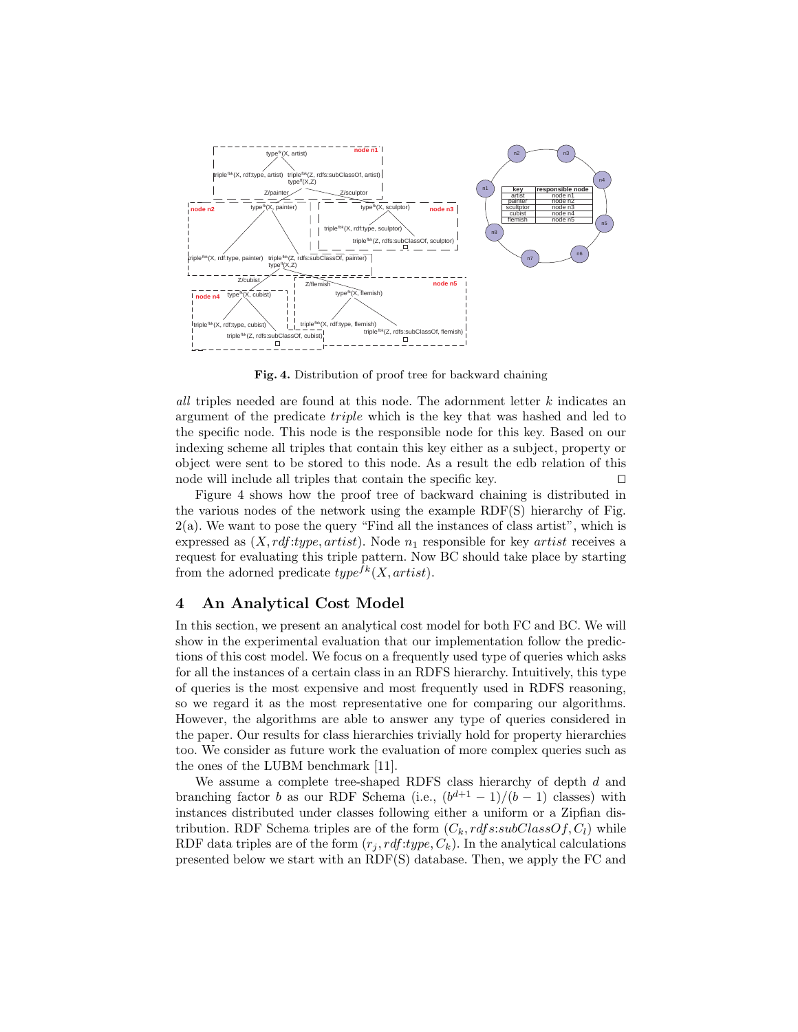**Fig. 4.** Distribution of proof tree for backward chaining

*all* triples needed are found at this node. The adornment letter $k$ indicates an argument of the predicate *triple* which is the key that was hashed and led to the specific node. This node is the responsible node for this key. Based on our indexing scheme all triples that contain this key either as a subject, property or object were sent to be stored to this node. As a result the edb relation of this node will include all triples that contain the specific key. □

Figure 4 shows how the proof tree of backward chaining is distributed in the various nodes of the network using the example RDF(S) hierarchy of Fig. 2(a). We want to pose the query "Find all the instances of class artist", which is expressed as $(X, rdf{:}type, artist)$. Node $n_1$ responsible for key *artist* receives a request for evaluating this triple pattern. Now BC should take place by starting from the adorned predicate $type^{fk}(X, artist)$.

## 4 An Analytical Cost Model

In this section, we present an analytical cost model for both FC and BC. We will show in the experimental evaluation that our implementation follow the predictions of this cost model. We focus on a frequently used type of queries which asks for all the instances of a certain class in an RDFS hierarchy. Intuitively, this type of queries is the most expensive and most frequently used in RDFS reasoning, so we regard it as the most representative one for comparing our algorithms. However, the algorithms are able to answer any type of queries considered in the paper. Our results for class hierarchies trivially hold for property hierarchies too. We consider as future work the evaluation of more complex queries such as the ones of the LUBM benchmark [11].

We assume a complete tree-shaped RDFS class hierarchy of depth $d$ and branching factor $b$ as our RDF Schema (i.e., $(b^{d+1}-1)/(b-1)$ classes) with instances distributed under classes following either a uniform or a Zipfian distribution. RDF Schema triples are of the form $(C_k, rdfs{:}subClassOf, C_l)$ while RDF data triples are of the form $(r_j, rdf{:}type, C_k)$. In the analytical calculations presented below we start with an RDF(S) database. Then, we apply the FC and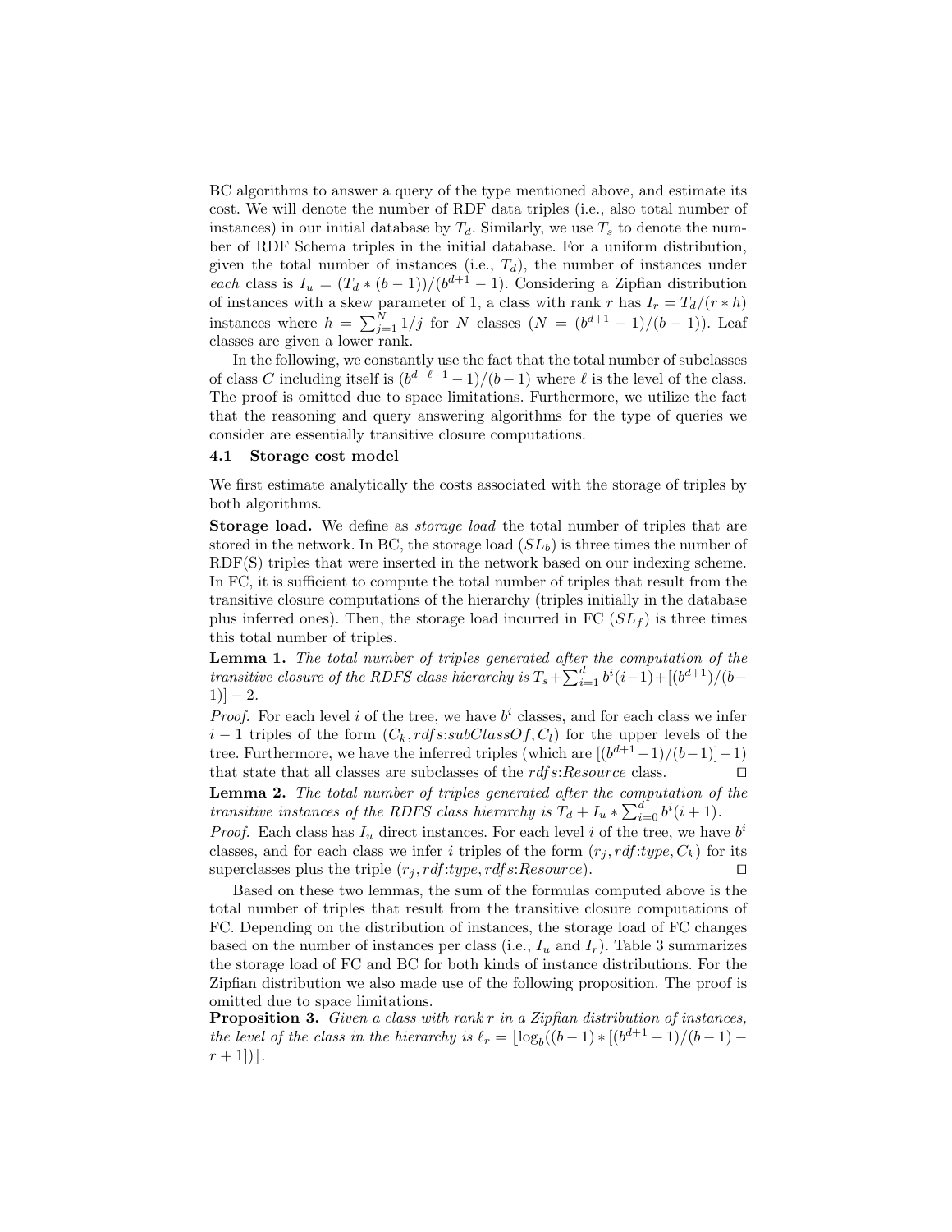BC algorithms to answer a query of the type mentioned above, and estimate its cost. We will denote the number of RDF data triples (i.e., also total number of instances) in our initial database by $T_d$. Similarly, we use $T_s$ to denote the number of RDF Schema triples in the initial database. For a uniform distribution, given the total number of instances (i.e., $T_d$), the number of instances under *each* class is $I_u = (T_d * (b-1))/(b^{d+1}-1)$. Considering a Zipfian distribution of instances with a skew parameter of 1, a class with rank $r$ has $I_r = T_d/(r*h)$ instances where $h = \sum_{j=1}^{N} 1/j$ for $N$ classes ($N = (b^{d+1}-1)/(b-1)$). Leaf classes are given a lower rank.

In the following, we constantly use the fact that the total number of subclasses of class $C$ including itself is $(b^{d-\ell+1}-1)/(b-1)$ where $\ell$ is the level of the class. The proof is omitted due to space limitations. Furthermore, we utilize the fact that the reasoning and query answering algorithms for the type of queries we consider are essentially transitive closure computations.

### 4.1 Storage cost model

We first estimate analytically the costs associated with the storage of triples by both algorithms.

**Storage load.** We define as *storage load* the total number of triples that are stored in the network. In BC, the storage load ($SL_b$) is three times the number of RDF(S) triples that were inserted in the network based on our indexing scheme. In FC, it is sufficient to compute the total number of triples that result from the transitive closure computations of the hierarchy (triples initially in the database plus inferred ones). Then, the storage load incurred in FC ($SL_f$) is three times this total number of triples.

**Lemma 1.** *The total number of triples generated after the computation of the transitive closure of the RDFS class hierarchy is* $T_s + \sum_{i=1}^{d} b^i(i-1) + [(b^{d+1})/(b-1)] - 2$.

*Proof.* For each level $i$ of the tree, we have $b^i$ classes, and for each class we infer $i-1$ triples of the form $(C_k, rdfs{:}subClassOf, C_l)$ for the upper levels of the tree. Furthermore, we have the inferred triples (which are $[(b^{d+1}-1)/(b-1)]-1$) that state that all classes are subclasses of the $rdfs{:}Resource$ class. □

**Lemma 2.** *The total number of triples generated after the computation of the transitive instances of the RDFS class hierarchy is* $T_d + I_u * \sum_{i=0}^{d} b^i(i+1)$.

*Proof.* Each class has $I_u$ direct instances. For each level $i$ of the tree, we have $b^i$ classes, and for each class we infer $i$ triples of the form $(r_j, rdf{:}type, C_k)$ for its superclasses plus the triple $(r_j, rdf{:}type, rdfs{:}Resource)$. □

Based on these two lemmas, the sum of the formulas computed above is the total number of triples that result from the transitive closure computations of FC. Depending on the distribution of instances, the storage load of FC changes based on the number of instances per class (i.e., $I_u$ and $I_r$). Table 3 summarizes the storage load of FC and BC for both kinds of instance distributions. For the Zipfian distribution we also made use of the following proposition. The proof is omitted due to space limitations.

**Proposition 3.** *Given a class with rank $r$ in a Zipfian distribution of instances, the level of the class in the hierarchy is* $\ell_r = \lfloor \log_b((b-1) * [(b^{d+1}-1)/(b-1) - r + 1]) \rfloor$.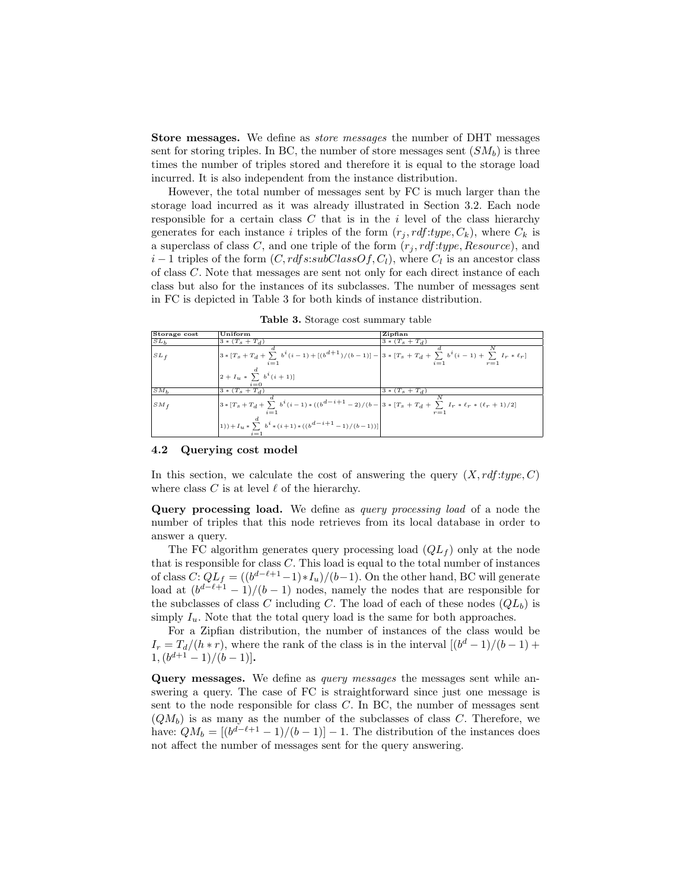**Store messages.** We define as *store messages* the number of DHT messages sent for storing triples. In BC, the number of store messages sent ($SM_b$) is three times the number of triples stored and therefore it is equal to the storage load incurred. It is also independent from the instance distribution.

However, the total number of messages sent by FC is much larger than the storage load incurred as it was already illustrated in Section 3.2. Each node responsible for a certain class $C$ that is in the $i$ level of the class hierarchy generates for each instance $i$ triples of the form $(r_j, rdf{:}type, C_k)$, where $C_k$ is a superclass of class $C$, and one triple of the form $(r_j, rdf{:}type, Resource)$, and $i-1$ triples of the form $(C, rdfs{:}subClassOf, C_l)$, where $C_l$ is an ancestor class of class $C$. Note that messages are sent not only for each direct instance of each class but also for the instances of its subclasses. The number of messages sent in FC is depicted in Table 3 for both kinds of instance distribution.

**Table 3.** Storage cost summary table

| Storage cost | Uniform | Zipfian |
|---|---|---|
| $SL_b$ | $3*(T_s+T_d)$ | $3*(T_s+T_d)$ |
| $SL_f$ | $3*[T_s+T_d+\sum_{i=1}^{d} b^i(i-1)+[(b^{d+1})/(b-1)]-2+I_u*\sum_{i=0}^{d} b^i(i+1)]$ | $3*[T_s+T_d+\sum_{i=1}^{d} b^i(i-1)+\sum_{r=1}^{N} I_r*\ell_r]$ |
| $SM_b$ | $3*(T_s+T_d)$ | $3*(T_s+T_d)$ |
| $SM_f$ | $3*[T_s+T_d+\sum_{i=1}^{d} b^i(i-1)*((b^{d-i+1}-2)/(b-1))+I_u*\sum_{i=1}^{d} b^i*(i+1)*((b^{d-i+1}-1)/(b-1))]$ | $3*[T_s+T_d+\sum_{r=1}^{N} I_r*\ell_r*(\ell_r+1)/2]$ |

### 4.2 Querying cost model

In this section, we calculate the cost of answering the query $(X, rdf{:}type, C)$ where class $C$ is at level $\ell$ of the hierarchy.

**Query processing load.** We define as *query processing load* of a node the number of triples that this node retrieves from its local database in order to answer a query.

The FC algorithm generates query processing load ($QL_f$) only at the node that is responsible for class $C$. This load is equal to the total number of instances of class $C$: $QL_f = ((b^{d-\ell+1}-1)*I_u)/(b-1)$. On the other hand, BC will generate load at $(b^{d-\ell+1}-1)/(b-1)$ nodes, namely the nodes that are responsible for the subclasses of class $C$ including $C$. The load of each of these nodes ($QL_b$) is simply $I_u$. Note that the total query load is the same for both approaches.

For a Zipfian distribution, the number of instances of the class would be $I_r = T_d/(h*r)$, where the rank of the class is in the interval $[(b^d-1)/(b-1)+1, (b^{d+1}-1)/(b-1)]$.

**Query messages.** We define as *query messages* the messages sent while answering a query. The case of FC is straightforward since just one message is sent to the node responsible for class $C$. In BC, the number of messages sent ($QM_b$) is as many as the number of the subclasses of class $C$. Therefore, we have: $QM_b = [(b^{d-\ell+1}-1)/(b-1)]-1$. The distribution of the instances does not affect the number of messages sent for the query answering.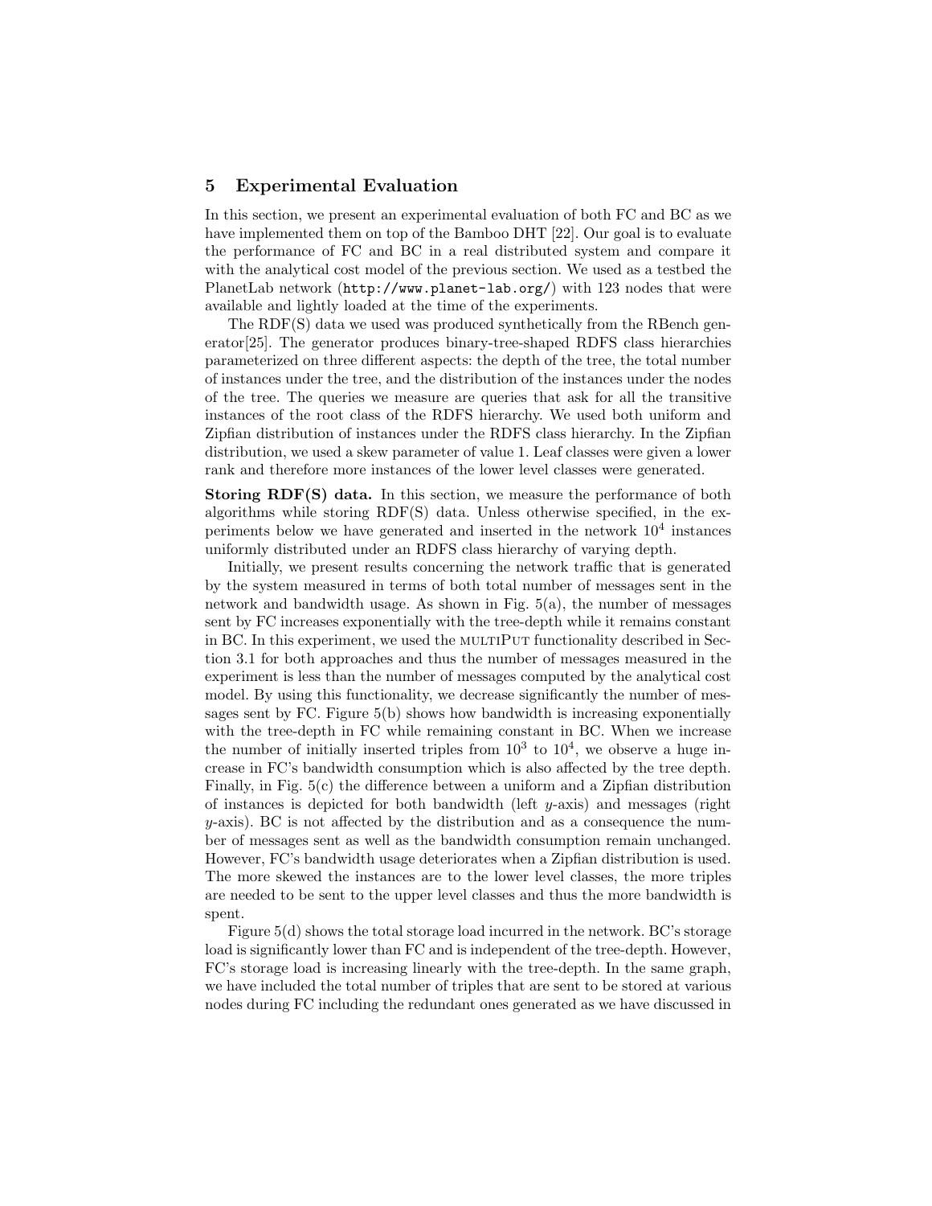## 5 Experimental Evaluation

In this section, we present an experimental evaluation of both FC and BC as we have implemented them on top of the Bamboo DHT [22]. Our goal is to evaluate the performance of FC and BC in a real distributed system and compare it with the analytical cost model of the previous section. We used as a testbed the PlanetLab network (`http://www.planet-lab.org/`) with 123 nodes that were available and lightly loaded at the time of the experiments.

The RDF(S) data we used was produced synthetically from the RBench generator[25]. The generator produces binary-tree-shaped RDFS class hierarchies parameterized on three different aspects: the depth of the tree, the total number of instances under the tree, and the distribution of the instances under the nodes of the tree. The queries we measure are queries that ask for all the transitive instances of the root class of the RDFS hierarchy. We used both uniform and Zipfian distribution of instances under the RDFS class hierarchy. In the Zipfian distribution, we used a skew parameter of value 1. Leaf classes were given a lower rank and therefore more instances of the lower level classes were generated.

**Storing RDF(S) data.** In this section, we measure the performance of both algorithms while storing RDF(S) data. Unless otherwise specified, in the experiments below we have generated and inserted in the network $10^4$ instances uniformly distributed under an RDFS class hierarchy of varying depth.

Initially, we present results concerning the network traffic that is generated by the system measured in terms of both total number of messages sent in the network and bandwidth usage. As shown in Fig. 5(a), the number of messages sent by FC increases exponentially with the tree-depth while it remains constant in BC. In this experiment, we used the MULTIPUT functionality described in Section 3.1 for both approaches and thus the number of messages measured in the experiment is less than the number of messages computed by the analytical cost model. By using this functionality, we decrease significantly the number of messages sent by FC. Figure 5(b) shows how bandwidth is increasing exponentially with the tree-depth in FC while remaining constant in BC. When we increase the number of initially inserted triples from $10^3$ to $10^4$, we observe a huge increase in FC's bandwidth consumption which is also affected by the tree depth. Finally, in Fig. 5(c) the difference between a uniform and a Zipfian distribution of instances is depicted for both bandwidth (left $y$-axis) and messages (right $y$-axis). BC is not affected by the distribution and as a consequence the number of messages sent as well as the bandwidth consumption remain unchanged. However, FC's bandwidth usage deteriorates when a Zipfian distribution is used. The more skewed the instances are to the lower level classes, the more triples are needed to be sent to the upper level classes and thus the more bandwidth is spent.

Figure 5(d) shows the total storage load incurred in the network. BC's storage load is significantly lower than FC and is independent of the tree-depth. However, FC's storage load is increasing linearly with the tree-depth. In the same graph, we have included the total number of triples that are sent to be stored at various nodes during FC including the redundant ones generated as we have discussed in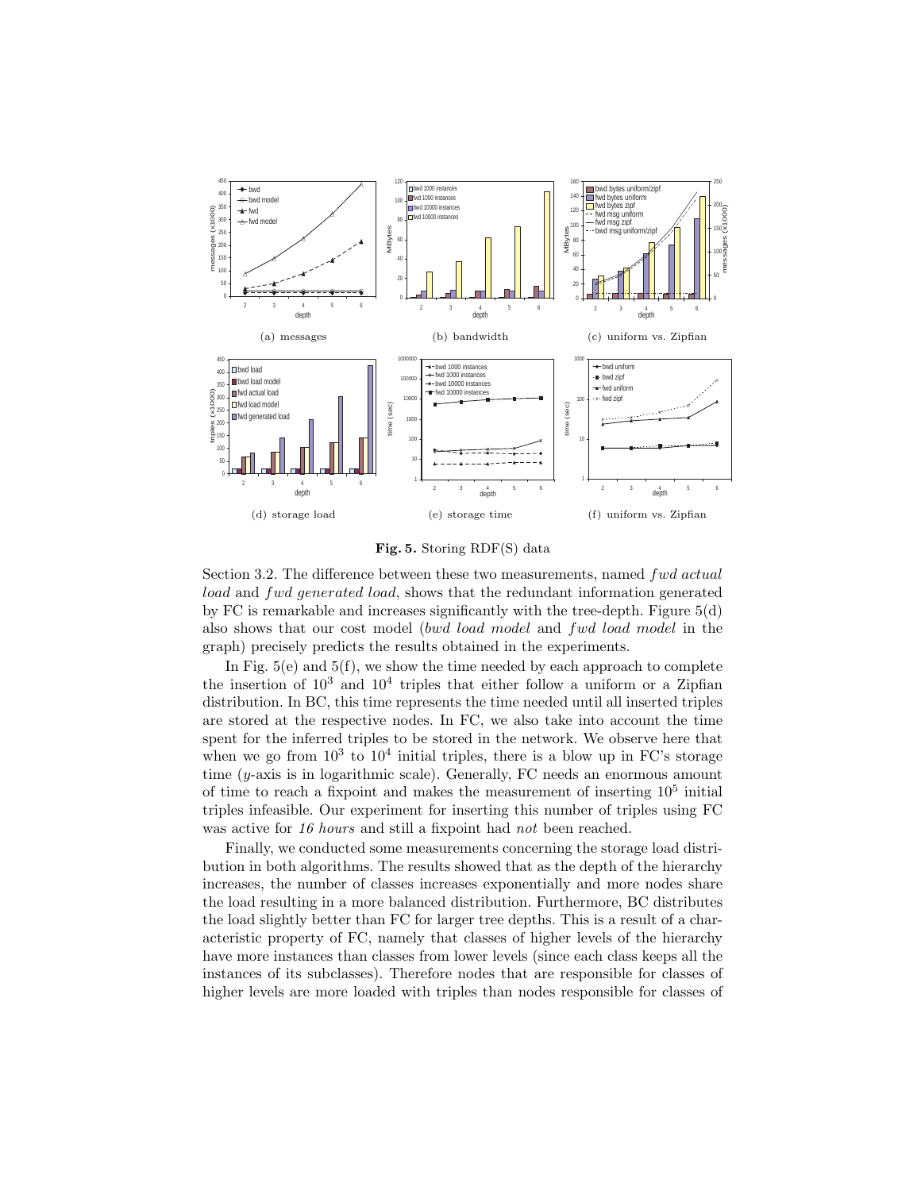(a) messages

(b) bandwidth

(c) uniform vs. Zipfian

(d) storage load

(e) storage time

(f) uniform vs. Zipfian

**Fig. 5.** Storing RDF(S) data

Section 3.2. The difference between these two measurements, named *fwd actual load* and *fwd generated load*, shows that the redundant information generated by FC is remarkable and increases significantly with the tree-depth. Figure 5(d) also shows that our cost model (*bwd load model* and *fwd load model* in the graph) precisely predicts the results obtained in the experiments.

In Fig. 5(e) and 5(f), we show the time needed by each approach to complete the insertion of $10^3$ and $10^4$ triples that either follow a uniform or a Zipfian distribution. In BC, this time represents the time needed until all inserted triples are stored at the respective nodes. In FC, we also take into account the time spent for the inferred triples to be stored in the network. We observe here that when we go from $10^3$ to $10^4$ initial triples, there is a blow up in FC's storage time ($y$-axis is in logarithmic scale). Generally, FC needs an enormous amount of time to reach a fixpoint and makes the measurement of inserting $10^5$ initial triples infeasible. Our experiment for inserting this number of triples using FC was active for *16 hours* and still a fixpoint had *not* been reached.

Finally, we conducted some measurements concerning the storage load distribution in both algorithms. The results showed that as the depth of the hierarchy increases, the number of classes increases exponentially and more nodes share the load resulting in a more balanced distribution. Furthermore, BC distributes the load slightly better than FC for larger tree depths. This is a result of a characteristic property of FC, namely that classes of higher levels of the hierarchy have more instances than classes from lower levels (since each class keeps all the instances of its subclasses). Therefore nodes that are responsible for classes of higher levels are more loaded with triples than nodes responsible for classes of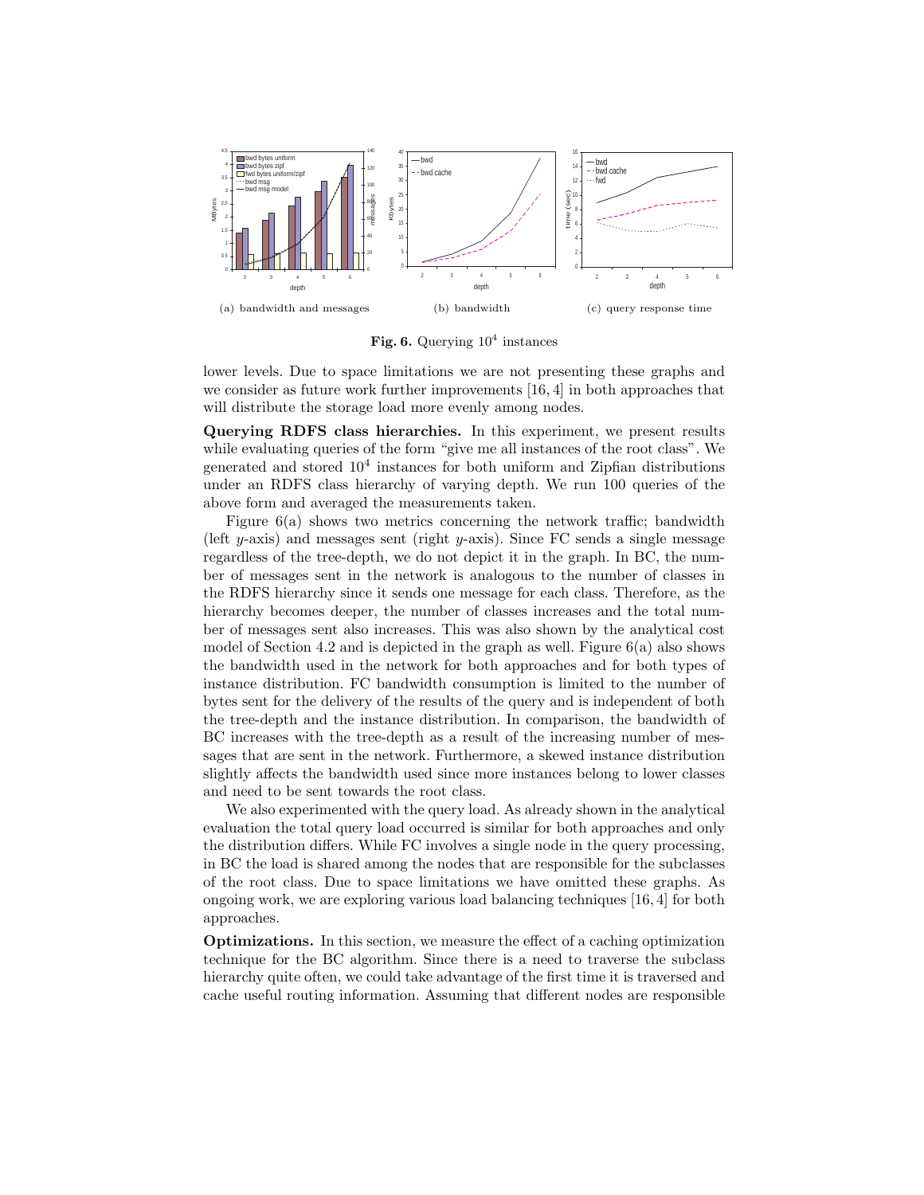4.5
4
3.5
3
2.5
2
1.5
1
0.5
0
MBytes
140
120
100
80
60
40
20
0
messages
bwd bytes uniform
bwd bytes zipf
fwd bytes uniform/zipf
bwd msg
bwd msg model
2 3 4 5 6
depth

(a) bandwidth and messages

40
35
30
25
20
15
10
5
0
Kbytes
bwd
bwd cache
2 3 4 5 6
depth

(b) bandwidth

16
14
12
10
8
6
4
2
0
time (sec)
bwd
bwd cache
fwd
2 3 4 5 6
depth

(c) query response time

**Fig. 6.** Querying $10^4$ instances

lower levels. Due to space limitations we are not presenting these graphs and we consider as future work further improvements [16, 4] in both approaches that will distribute the storage load more evenly among nodes.

**Querying RDFS class hierarchies.** In this experiment, we present results while evaluating queries of the form "give me all instances of the root class". We generated and stored $10^4$ instances for both uniform and Zipfian distributions under an RDFS class hierarchy of varying depth. We run 100 queries of the above form and averaged the measurements taken.

Figure 6(a) shows two metrics concerning the network traffic; bandwidth (left $y$-axis) and messages sent (right $y$-axis). Since FC sends a single message regardless of the tree-depth, we do not depict it in the graph. In BC, the number of messages sent in the network is analogous to the number of classes in the RDFS hierarchy since it sends one message for each class. Therefore, as the hierarchy becomes deeper, the number of classes increases and the total number of messages sent also increases. This was also shown by the analytical cost model of Section 4.2 and is depicted in the graph as well. Figure 6(a) also shows the bandwidth used in the network for both approaches and for both types of instance distribution. FC bandwidth consumption is limited to the number of bytes sent for the delivery of the results of the query and is independent of both the tree-depth and the instance distribution. In comparison, the bandwidth of BC increases with the tree-depth as a result of the increasing number of messages that are sent in the network. Furthermore, a skewed instance distribution slightly affects the bandwidth used since more instances belong to lower classes and need to be sent towards the root class.

We also experimented with the query load. As already shown in the analytical evaluation the total query load occurred is similar for both approaches and only the distribution differs. While FC involves a single node in the query processing, in BC the load is shared among the nodes that are responsible for the subclasses of the root class. Due to space limitations we have omitted these graphs. As ongoing work, we are exploring various load balancing techniques [16, 4] for both approaches.

**Optimizations.** In this section, we measure the effect of a caching optimization technique for the BC algorithm. Since there is a need to traverse the subclass hierarchy quite often, we could take advantage of the first time it is traversed and cache useful routing information. Assuming that different nodes are responsible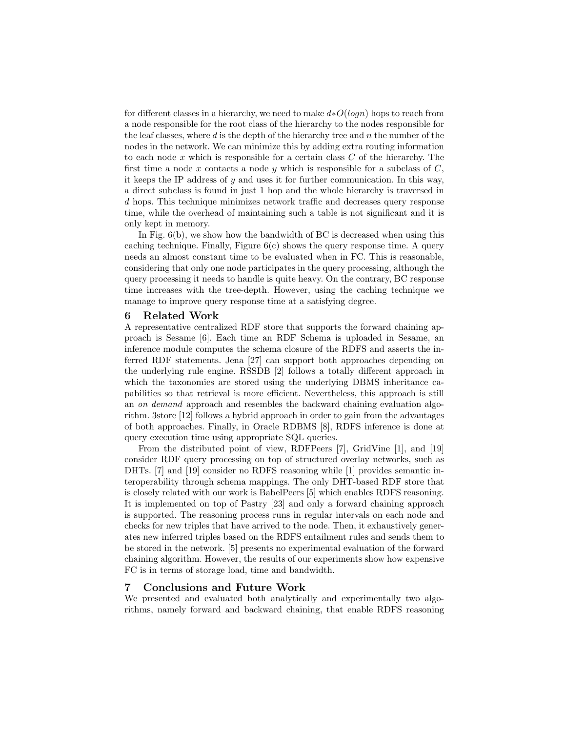for different classes in a hierarchy, we need to make $d*O(logn)$ hops to reach from a node responsible for the root class of the hierarchy to the nodes responsible for the leaf classes, where $d$ is the depth of the hierarchy tree and $n$ the number of the nodes in the network. We can minimize this by adding extra routing information to each node $x$ which is responsible for a certain class $C$ of the hierarchy. The first time a node $x$ contacts a node $y$ which is responsible for a subclass of $C$, it keeps the IP address of $y$ and uses it for further communication. In this way, a direct subclass is found in just 1 hop and the whole hierarchy is traversed in $d$ hops. This technique minimizes network traffic and decreases query response time, while the overhead of maintaining such a table is not significant and it is only kept in memory.

In Fig. 6(b), we show how the bandwidth of BC is decreased when using this caching technique. Finally, Figure 6(c) shows the query response time. A query needs an almost constant time to be evaluated when in FC. This is reasonable, considering that only one node participates in the query processing, although the query processing it needs to handle is quite heavy. On the contrary, BC response time increases with the tree-depth. However, using the caching technique we manage to improve query response time at a satisfying degree.

## 6 Related Work

A representative centralized RDF store that supports the forward chaining approach is Sesame [6]. Each time an RDF Schema is uploaded in Sesame, an inference module computes the schema closure of the RDFS and asserts the inferred RDF statements. Jena [27] can support both approaches depending on the underlying rule engine. RSSDB [2] follows a totally different approach in which the taxonomies are stored using the underlying DBMS inheritance capabilities so that retrieval is more efficient. Nevertheless, this approach is still an *on demand* approach and resembles the backward chaining evaluation algorithm. 3store [12] follows a hybrid approach in order to gain from the advantages of both approaches. Finally, in Oracle RDBMS [8], RDFS inference is done at query execution time using appropriate SQL queries.

From the distributed point of view, RDFPeers [7], GridVine [1], and [19] consider RDF query processing on top of structured overlay networks, such as DHTs. [7] and [19] consider no RDFS reasoning while [1] provides semantic interoperability through schema mappings. The only DHT-based RDF store that is closely related with our work is BabelPeers [5] which enables RDFS reasoning. It is implemented on top of Pastry [23] and only a forward chaining approach is supported. The reasoning process runs in regular intervals on each node and checks for new triples that have arrived to the node. Then, it exhaustively generates new inferred triples based on the RDFS entailment rules and sends them to be stored in the network. [5] presents no experimental evaluation of the forward chaining algorithm. However, the results of our experiments show how expensive FC is in terms of storage load, time and bandwidth.

## 7 Conclusions and Future Work

We presented and evaluated both analytically and experimentally two algorithms, namely forward and backward chaining, that enable RDFS reasoning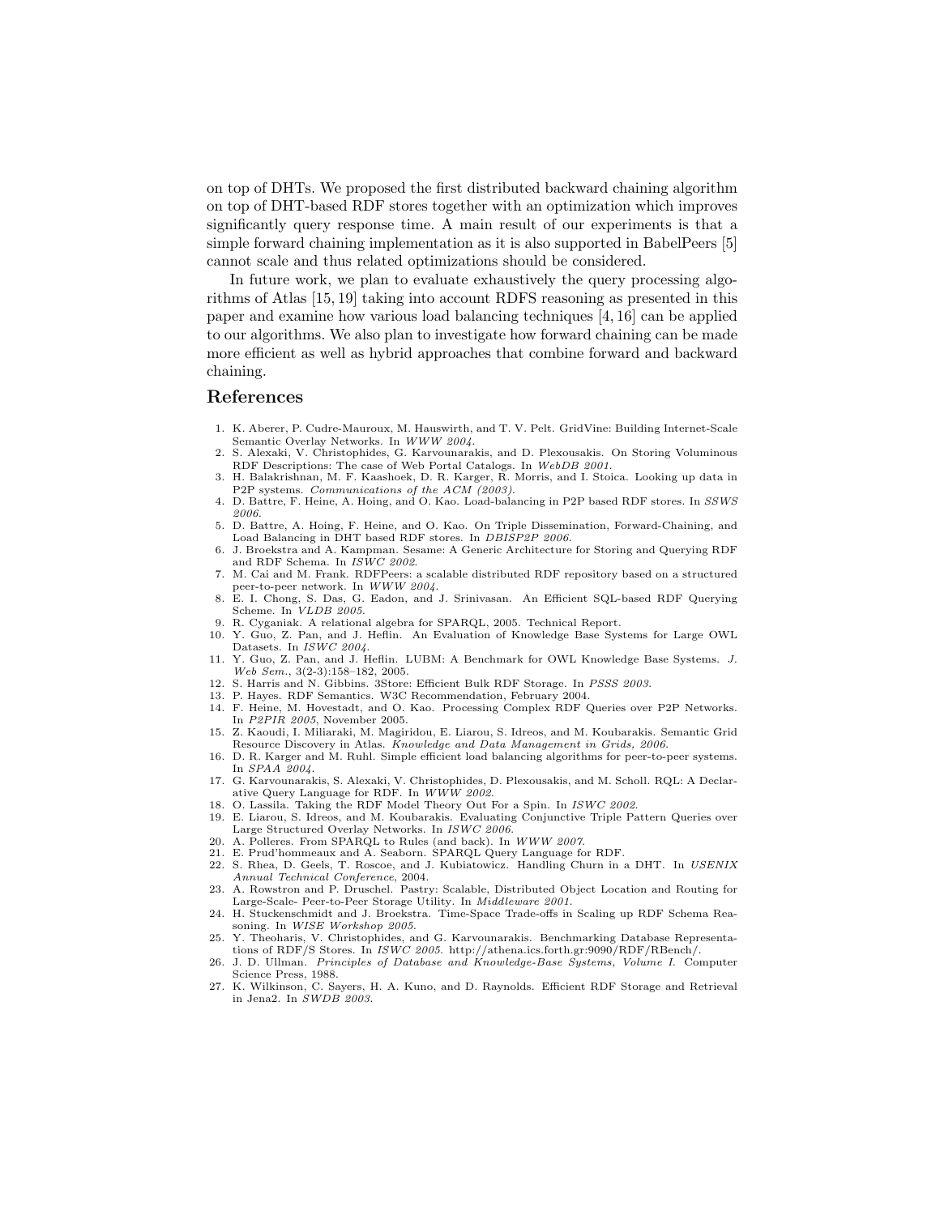on top of DHTs. We proposed the first distributed backward chaining algorithm on top of DHT-based RDF stores together with an optimization which improves significantly query response time. A main result of our experiments is that a simple forward chaining implementation as it is also supported in BabelPeers [5] cannot scale and thus related optimizations should be considered.

In future work, we plan to evaluate exhaustively the query processing algorithms of Atlas [15, 19] taking into account RDFS reasoning as presented in this paper and examine how various load balancing techniques [4, 16] can be applied to our algorithms. We also plan to investigate how forward chaining can be made more efficient as well as hybrid approaches that combine forward and backward chaining.

## References

1. K. Aberer, P. Cudre-Mauroux, M. Hauswirth, and T. V. Pelt. GridVine: Building Internet-Scale Semantic Overlay Networks. In *WWW 2004*.
2. S. Alexaki, V. Christophides, G. Karvounarakis, and D. Plexousakis. On Storing Voluminous RDF Descriptions: The case of Web Portal Catalogs. In *WebDB 2001*.
3. H. Balakrishnan, M. F. Kaashoek, D. R. Karger, R. Morris, and I. Stoica. Looking up data in P2P systems. *Communications of the ACM (2003)*.
4. D. Battre, F. Heine, A. Hoing, and O. Kao. Load-balancing in P2P based RDF stores. In *SSWS 2006*.
5. D. Battre, A. Hoing, F. Heine, and O. Kao. On Triple Dissemination, Forward-Chaining, and Load Balancing in DHT based RDF stores. In *DBISP2P 2006*.
6. J. Broekstra and A. Kampman. Sesame: A Generic Architecture for Storing and Querying RDF and RDF Schema. In *ISWC 2002*.
7. M. Cai and M. Frank. RDFPeers: a scalable distributed RDF repository based on a structured peer-to-peer network. In *WWW 2004*.
8. E. I. Chong, S. Das, G. Eadon, and J. Srinivasan. An Efficient SQL-based RDF Querying Scheme. In *VLDB 2005*.
9. R. Cyganiak. A relational algebra for SPARQL, 2005. Technical Report.
10. Y. Guo, Z. Pan, and J. Heflin. An Evaluation of Knowledge Base Systems for Large OWL Datasets. In *ISWC 2004*.
11. Y. Guo, Z. Pan, and J. Heflin. LUBM: A Benchmark for OWL Knowledge Base Systems. *J. Web Sem.*, 3(2-3):158–182, 2005.
12. S. Harris and N. Gibbins. 3Store: Efficient Bulk RDF Storage. In *PSSS 2003*.
13. P. Hayes. RDF Semantics. W3C Recommendation, February 2004.
14. F. Heine, M. Hovestadt, and O. Kao. Processing Complex RDF Queries over P2P Networks. In *P2PIR 2005*, November 2005.
15. Z. Kaoudi, I. Miliaraki, M. Magiridou, E. Liarou, S. Idreos, and M. Koubarakis. Semantic Grid Resource Discovery in Atlas. *Knowledge and Data Management in Grids, 2006*.
16. D. R. Karger and M. Ruhl. Simple efficient load balancing algorithms for peer-to-peer systems. In *SPAA 2004*.
17. G. Karvounarakis, S. Alexaki, V. Christophides, D. Plexousakis, and M. Scholl. RQL: A Declarative Query Language for RDF. In *WWW 2002*.
18. O. Lassila. Taking the RDF Model Theory Out For a Spin. In *ISWC 2002*.
19. E. Liarou, S. Idreos, and M. Koubarakis. Evaluating Conjunctive Triple Pattern Queries over Large Structured Overlay Networks. In *ISWC 2006*.
20. A. Polleres. From SPARQL to Rules (and back). In *WWW 2007*.
21. E. Prud'hommeaux and A. Seaborn. SPARQL Query Language for RDF.
22. S. Rhea, D. Geels, T. Roscoe, and J. Kubiatowicz. Handling Churn in a DHT. In *USENIX Annual Technical Conference*, 2004.
23. A. Rowstron and P. Druschel. Pastry: Scalable, Distributed Object Location and Routing for Large-Scale- Peer-to-Peer Storage Utility. In *Middleware 2001*.
24. H. Stuckenschmidt and J. Broekstra. Time-Space Trade-offs in Scaling up RDF Schema Reasoning. In *WISE Workshop 2005*.
25. Y. Theoharis, V. Christophides, and G. Karvounarakis. Benchmarking Database Representations of RDF/S Stores. In *ISWC 2005*. http://athena.ics.forth.gr:9090/RDF/RBench/.
26. J. D. Ullman. *Principles of Database and Knowledge-Base Systems, Volume I*. Computer Science Press, 1988.
27. K. Wilkinson, C. Sayers, H. A. Kuno, and D. Raynolds. Efficient RDF Storage and Retrieval in Jena2. In *SWDB 2003*.